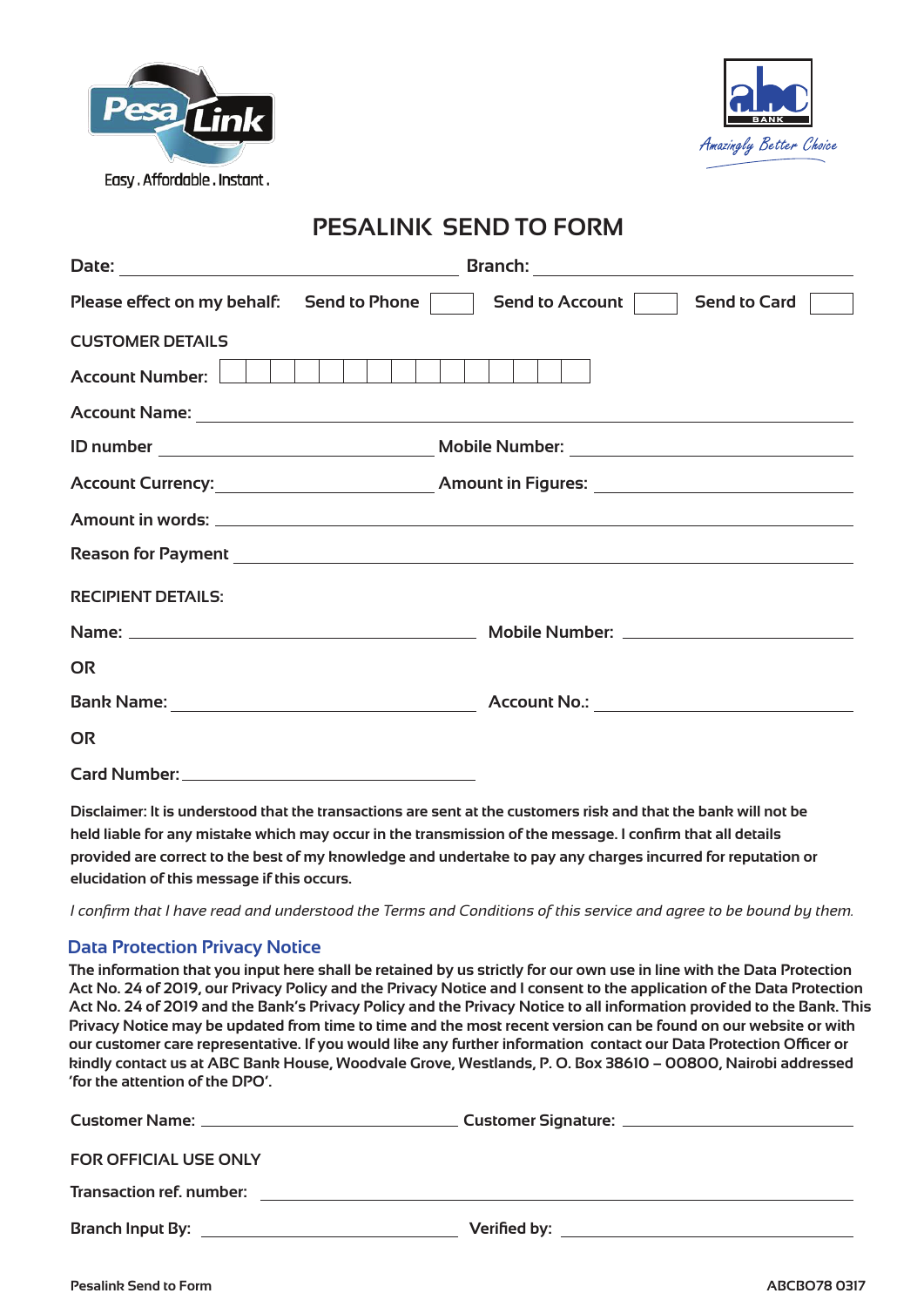Pesa Link

Easy . Affordable . Instant .

abc BANK

Amazingly Better Choice

# PESALINK SEND TO FORM

Date: ______________________ Branch: ______________________

Please effect on my behalf: Send to Phone ☐ Send to Account ☐ Send to Card ☐

**CUSTOMER DETAILS**

Account Number: ☐☐☐☐☐☐☐☐☐☐☐☐☐☐☐

Account Name: ______________________

ID number ______________________ Mobile Number: ______________________

Account Currency: ______________________ Amount in Figures: ______________________

Amount in words: ______________________

Reason for Payment ______________________

**RECIPIENT DETAILS:**

Name: ______________________ Mobile Number: ______________________

OR

Bank Name: ______________________ Account No.: ______________________

OR

Card Number: ______________________

**Disclaimer: It is understood that the transactions are sent at the customers risk and that the bank will not be held liable for any mistake which may occur in the transmission of the message. I confirm that all details provided are correct to the best of my knowledge and undertake to pay any charges incurred for reputation or elucidation of this message if this occurs.**

*I confirm that I have read and understood the Terms and Conditions of this service and agree to be bound by them.*

## Data Protection Privacy Notice

**The information that you input here shall be retained by us strictly for our own use in line with the Data Protection Act No. 24 of 2019, our Privacy Policy and the Privacy Notice and I consent to the application of the Data Protection Act No. 24 of 2019 and the Bank's Privacy Policy and the Privacy Notice to all information provided to the Bank. This Privacy Notice may be updated from time to time and the most recent version can be found on our website or with our customer care representative. If you would like any further information contact our Data Protection Officer or kindly contact us at ABC Bank House, Woodvale Grove, Westlands, P. O. Box 38610 – 00800, Nairobi addressed 'for the attention of the DPO'.**

Customer Name: ______________________ Customer Signature: ______________________

**FOR OFFICIAL USE ONLY**

Transaction ref. number: ______________________

Branch Input By: ______________________ Verified by: ______________________

Pesalink Send to Form ABCBO78 0317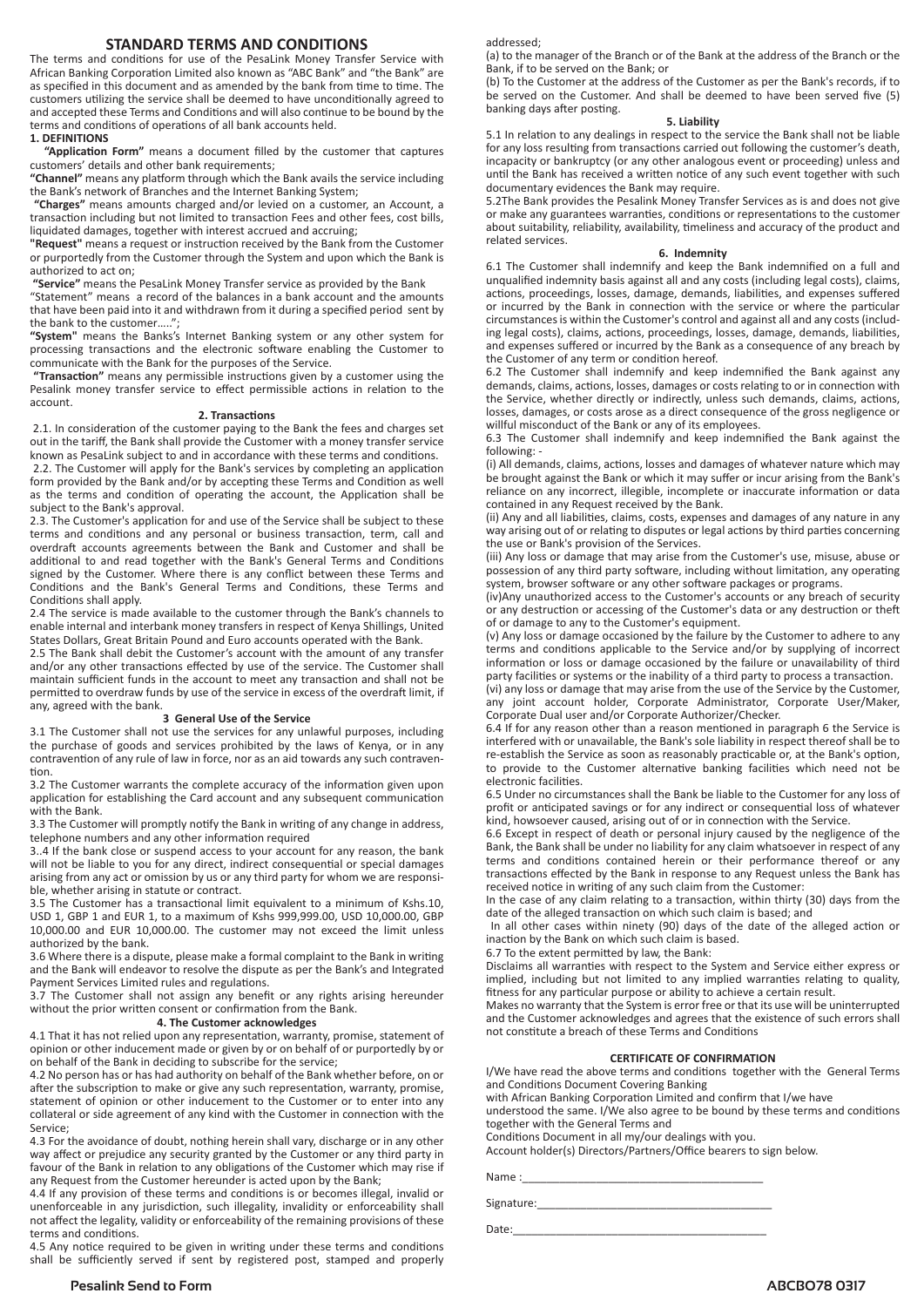## STANDARD TERMS AND CONDITIONS

The terms and conditions for use of the PesaLink Money Transfer Service with African Banking Corporation Limited also known as "ABC Bank" and "the Bank" are as specified in this document and as amended by the bank from time to time. The customers utilizing the service shall be deemed to have unconditionally agreed to and accepted these Terms and Conditions and will also continue to be bound by the terms and conditions of operations of all bank accounts held.

### 1. DEFINITIONS

**"Application Form"** means a document filled by the customer that captures customers' details and other bank requirements;

**"Channel"** means any platform through which the Bank avails the service including the Bank's network of Branches and the Internet Banking System;

**"Charges"** means amounts charged and/or levied on a customer, an Account, a transaction including but not limited to transaction Fees and other fees, cost bills, liquidated damages, together with interest accrued and accruing;

**"Request"** means a request or instruction received by the Bank from the Customer or purportedly from the Customer through the System and upon which the Bank is authorized to act on;

**"Service"** means the PesaLink Money Transfer service as provided by the Bank

"Statement" means a record of the balances in a bank account and the amounts that have been paid into it and withdrawn from it during a specified period sent by the bank to the customer.....";

**"System"** means the Banks's Internet Banking system or any other system for processing transactions and the electronic software enabling the Customer to communicate with the Bank for the purposes of the Service.

**"Transaction"** means any permissible instructions given by a customer using the Pesalink money transfer service to effect permissible actions in relation to the account.

### 2. Transactions

2.1. In consideration of the customer paying to the Bank the fees and charges set out in the tariff, the Bank shall provide the Customer with a money transfer service known as PesaLink subject to and in accordance with these terms and conditions.

2.2. The Customer will apply for the Bank's services by completing an application form provided by the Bank and/or by accepting these Terms and Condition as well as the terms and condition of operating the account, the Application shall be subject to the Bank's approval.

2.3. The Customer's application for and use of the Service shall be subject to these terms and conditions and any personal or business transaction, term, call and overdraft accounts agreements between the Bank and Customer and shall be additional to and read together with the Bank's General Terms and Conditions signed by the Customer. Where there is any conflict between these Terms and Conditions and the Bank's General Terms and Conditions, these Terms and Conditions shall apply.

2.4 The service is made available to the customer through the Bank's channels to enable internal and interbank money transfers in respect of Kenya Shillings, United States Dollars, Great Britain Pound and Euro accounts operated with the Bank.

2.5 The Bank shall debit the Customer's account with the amount of any transfer and/or any other transactions effected by use of the service. The Customer shall maintain sufficient funds in the account to meet any transaction and shall not be permitted to overdraw funds by use of the service in excess of the overdraft limit, if any, agreed with the bank.

### 3 General Use of the Service

3.1 The Customer shall not use the services for any unlawful purposes, including the purchase of goods and services prohibited by the laws of Kenya, or in any contravention of any rule of law in force, nor as an aid towards any such contravention.

3.2 The Customer warrants the complete accuracy of the information given upon application for establishing the Card account and any subsequent communication with the Bank.

3.3 The Customer will promptly notify the Bank in writing of any change in address, telephone numbers and any other information required

3..4 If the bank close or suspend access to your account for any reason, the bank will not be liable to you for any direct, indirect consequential or special damages arising from any act or omission by us or any third party for whom we are responsible, whether arising in statute or contract.

3.5 The Customer has a transactional limit equivalent to a minimum of Kshs.10, USD 1, GBP 1 and EUR 1, to a maximum of Kshs 999,999.00, USD 10,000.00, GBP 10,000.00 and EUR 10,000.00. The customer may not exceed the limit unless authorized by the bank.

3.6 Where there is a dispute, please make a formal complaint to the Bank in writing and the Bank will endeavor to resolve the dispute as per the Bank's and Integrated Payment Services Limited rules and regulations.

3.7 The Customer shall not assign any benefit or any rights arising hereunder without the prior written consent or confirmation from the Bank.

### 4. The Customer acknowledges

4.1 That it has not relied upon any representation, warranty, promise, statement of opinion or other inducement made or given by or on behalf of or purportedly by or on behalf of the Bank in deciding to subscribe for the service;

4.2 No person has or has had authority on behalf of the Bank whether before, on or after the subscription to make or give any such representation, warranty, promise, statement of opinion or other inducement to the Customer or to enter into any collateral or side agreement of any kind with the Customer in connection with the Service;

4.3 For the avoidance of doubt, nothing herein shall vary, discharge or in any other way affect or prejudice any security granted by the Customer or any third party in favour of the Bank in relation to any obligations of the Customer which may rise if any Request from the Customer hereunder is acted upon by the Bank;

4.4 If any provision of these terms and conditions is or becomes illegal, invalid or unenforceable in any jurisdiction, such illegality, invalidity or enforceability shall not affect the legality, validity or enforceability of the remaining provisions of these terms and conditions.

4.5 Any notice required to be given in writing under these terms and conditions shall be sufficiently served if sent by registered post, stamped and properly addressed;

(a) to the manager of the Branch or of the Bank at the address of the Branch or the Bank, if to be served on the Bank; or

(b) To the Customer at the address of the Customer as per the Bank's records, if to be served on the Customer. And shall be deemed to have been served five (5) banking days after posting.

### 5. Liability

5.1 In relation to any dealings in respect to the service the Bank shall not be liable for any loss resulting from transactions carried out following the customer's death, incapacity or bankruptcy (or any other analogous event or proceeding) unless and until the Bank has received a written notice of any such event together with such documentary evidences the Bank may require.

5.2The Bank provides the Pesalink Money Transfer Services as is and does not give or make any guarantees warranties, conditions or representations to the customer about suitability, reliability, availability, timeliness and accuracy of the product and related services.

### 6. Indemnity

6.1 The Customer shall indemnify and keep the Bank indemnified on a full and unqualified indemnity basis against all and any costs (including legal costs), claims, actions, proceedings, losses, damage, demands, liabilities, and expenses suffered or incurred by the Bank in connection with the service or where the particular circumstances is within the Customer's control and against all and any costs (including legal costs), claims, actions, proceedings, losses, damage, demands, liabilities, and expenses suffered or incurred by the Bank as a consequence of any breach by the Customer of any term or condition hereof.

6.2 The Customer shall indemnify and keep indemnified the Bank against any demands, claims, actions, losses, damages or costs relating to or in connection with the Service, whether directly or indirectly, unless such demands, claims, actions, losses, damages, or costs arose as a direct consequence of the gross negligence or willful misconduct of the Bank or any of its employees.

6.3 The Customer shall indemnify and keep indemnified the Bank against the following: -

(i) All demands, claims, actions, losses and damages of whatever nature which may be brought against the Bank or which it may suffer or incur arising from the Bank's reliance on any incorrect, illegible, incomplete or inaccurate information or data contained in any Request received by the Bank.

(ii) Any and all liabilities, claims, costs, expenses and damages of any nature in any way arising out of or relating to disputes or legal actions by third parties concerning the use or Bank's provision of the Services.

(iii) Any loss or damage that may arise from the Customer's use, misuse, abuse or possession of any third party software, including without limitation, any operating system, browser software or any other software packages or programs.

(iv)Any unauthorized access to the Customer's accounts or any breach of security or any destruction or accessing of the Customer's data or any destruction or theft of or damage to any to the Customer's equipment.

(v) Any loss or damage occasioned by the failure by the Customer to adhere to any terms and conditions applicable to the Service and/or by supplying of incorrect information or loss or damage occasioned by the failure or unavailability of third party facilities or systems or the inability of a third party to process a transaction.

(vi) any loss or damage that may arise from the use of the Service by the Customer, any joint account holder, Corporate Administrator, Corporate User/Maker, Corporate Dual user and/or Corporate Authorizer/Checker.

6.4 If for any reason other than a reason mentioned in paragraph 6 the Service is interfered with or unavailable, the Bank's sole liability in respect thereof shall be to re-establish the Service as soon as reasonably practicable or, at the Bank's option, to provide to the Customer alternative banking facilities which need not be electronic facilities.

6.5 Under no circumstances shall the Bank be liable to the Customer for any loss of profit or anticipated savings or for any indirect or consequential loss of whatever kind, howsoever caused, arising out of or in connection with the Service.

6.6 Except in respect of death or personal injury caused by the negligence of the Bank, the Bank shall be under no liability for any claim whatsoever in respect of any terms and conditions contained herein or their performance thereof or any transactions effected by the Bank in response to any Request unless the Bank has received notice in writing of any such claim from the Customer:

In the case of any claim relating to a transaction, within thirty (30) days from the date of the alleged transaction on which such claim is based; and

In all other cases within ninety (90) days of the date of the alleged action or inaction by the Bank on which such claim is based.

6.7 To the extent permitted by law, the Bank:

Disclaims all warranties with respect to the System and Service either express or implied, including but not limited to any implied warranties relating to quality, fitness for any particular purpose or ability to achieve a certain result.

Makes no warranty that the System is error free or that its use will be uninterrupted and the Customer acknowledges and agrees that the existence of such errors shall not constitute a breach of these Terms and Conditions

### CERTIFICATE OF CONFIRMATION

I/We have read the above terms and conditions together with the General Terms and Conditions Document Covering Banking
with African Banking Corporation Limited and confirm that I/we have
understood the same. I/We also agree to be bound by these terms and conditions together with the General Terms and
Conditions Document in all my/our dealings with you.
Account holder(s) Directors/Partners/Office bearers to sign below.

Name :\_\_\_\_\_\_\_\_\_\_\_\_\_\_\_\_\_\_\_\_\_\_\_\_\_\_\_\_\_\_\_\_\_\_\_\_\_\_

Signature:\_\_\_\_\_\_\_\_\_\_\_\_\_\_\_\_\_\_\_\_\_\_\_\_\_\_\_\_\_\_\_\_\_\_\_\_\_\_

Date:\_\_\_\_\_\_\_\_\_\_\_\_\_\_\_\_\_\_\_\_\_\_\_\_\_\_\_\_\_\_\_\_\_\_\_\_\_\_

Pesalink Send to Form ABCBO78 0317